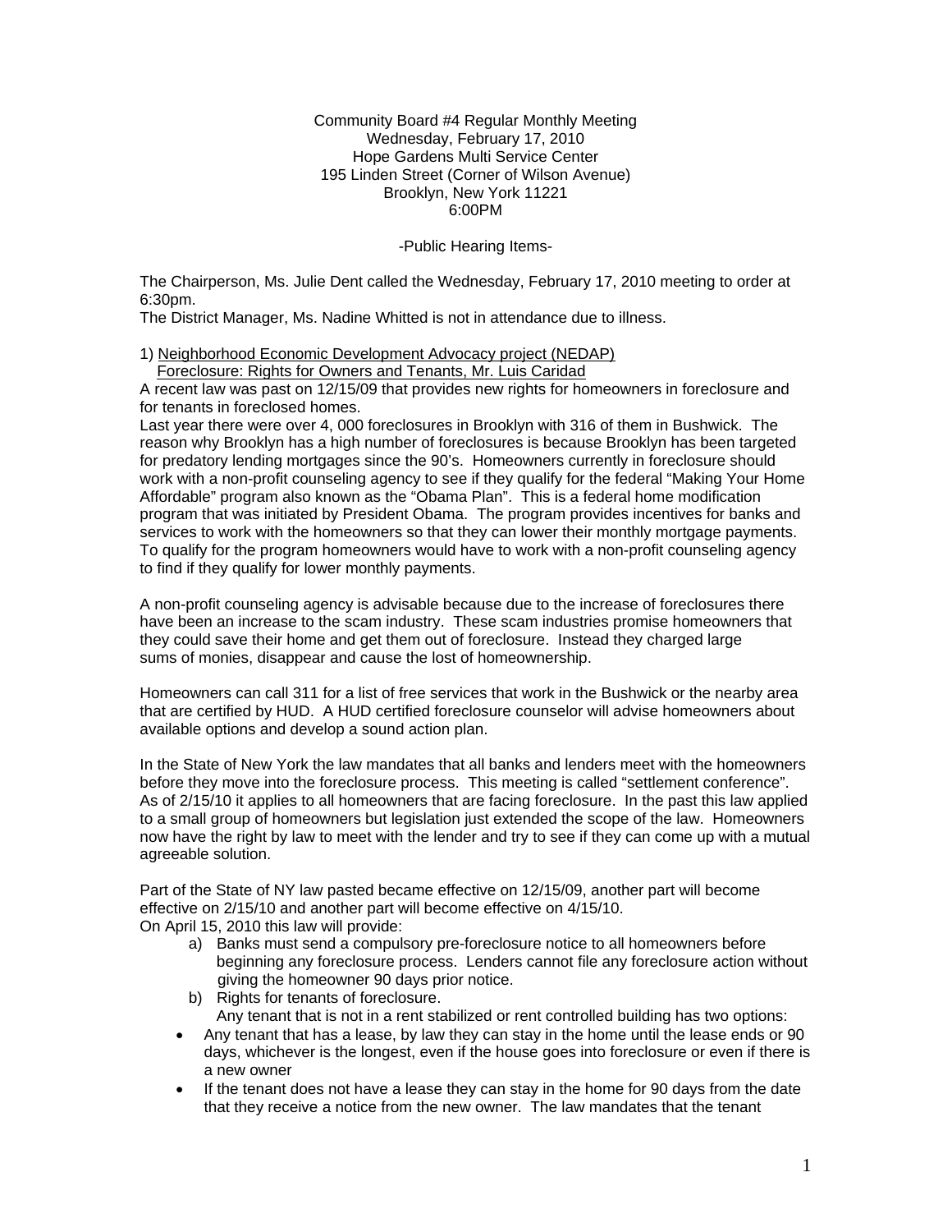Community Board #4 Regular Monthly Meeting
Wednesday, February 17, 2010
Hope Gardens Multi Service Center
195 Linden Street (Corner of Wilson Avenue)
Brooklyn, New York 11221
6:00PM

-Public Hearing Items-

The Chairperson, Ms. Julie Dent called the Wednesday, February 17, 2010 meeting to order at 6:30pm.
The District Manager, Ms. Nadine Whitted is not in attendance due to illness.

1) Neighborhood Economic Development Advocacy project (NEDAP)
   Foreclosure: Rights for Owners and Tenants, Mr. Luis Caridad

A recent law was past on 12/15/09 that provides new rights for homeowners in foreclosure and for tenants in foreclosed homes.

Last year there were over 4, 000 foreclosures in Brooklyn with 316 of them in Bushwick. The reason why Brooklyn has a high number of foreclosures is because Brooklyn has been targeted for predatory lending mortgages since the 90's. Homeowners currently in foreclosure should work with a non-profit counseling agency to see if they qualify for the federal "Making Your Home Affordable" program also known as the "Obama Plan". This is a federal home modification program that was initiated by President Obama. The program provides incentives for banks and services to work with the homeowners so that they can lower their monthly mortgage payments. To qualify for the program homeowners would have to work with a non-profit counseling agency to find if they qualify for lower monthly payments.

A non-profit counseling agency is advisable because due to the increase of foreclosures there have been an increase to the scam industry. These scam industries promise homeowners that they could save their home and get them out of foreclosure. Instead they charged large sums of monies, disappear and cause the lost of homeownership.

Homeowners can call 311 for a list of free services that work in the Bushwick or the nearby area that are certified by HUD. A HUD certified foreclosure counselor will advise homeowners about available options and develop a sound action plan.

In the State of New York the law mandates that all banks and lenders meet with the homeowners before they move into the foreclosure process. This meeting is called "settlement conference". As of 2/15/10 it applies to all homeowners that are facing foreclosure. In the past this law applied to a small group of homeowners but legislation just extended the scope of the law. Homeowners now have the right by law to meet with the lender and try to see if they can come up with a mutual agreeable solution.

Part of the State of NY law pasted became effective on 12/15/09, another part will become effective on 2/15/10 and another part will become effective on 4/15/10.
On April 15, 2010 this law will provide:

a) Banks must send a compulsory pre-foreclosure notice to all homeowners before beginning any foreclosure process. Lenders cannot file any foreclosure action without giving the homeowner 90 days prior notice.
b) Rights for tenants of foreclosure.
   Any tenant that is not in a rent stabilized or rent controlled building has two options:

- Any tenant that has a lease, by law they can stay in the home until the lease ends or 90 days, whichever is the longest, even if the house goes into foreclosure or even if there is a new owner
- If the tenant does not have a lease they can stay in the home for 90 days from the date that they receive a notice from the new owner. The law mandates that the tenant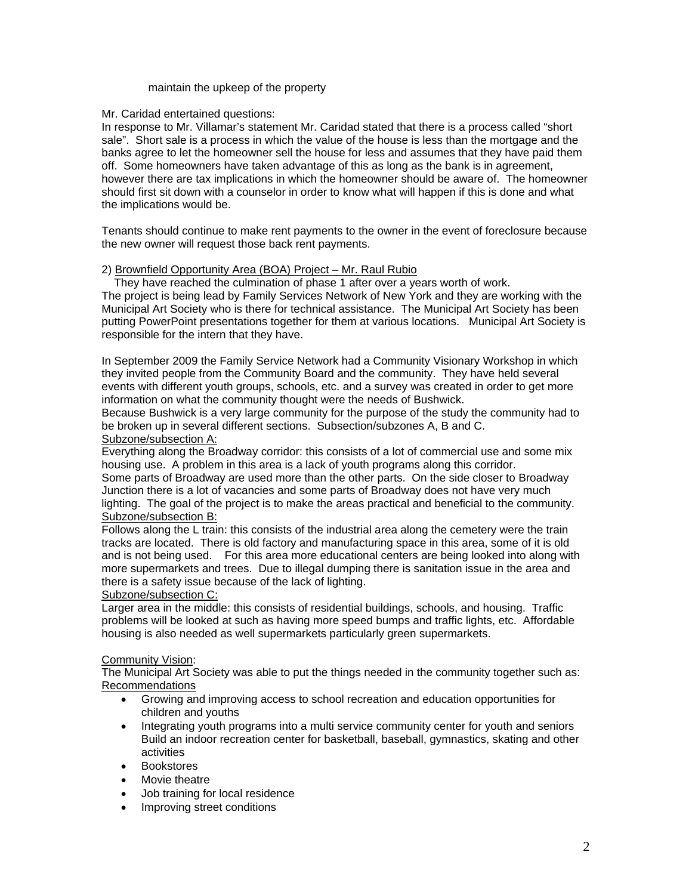maintain the upkeep of the property

Mr. Caridad entertained questions:
In response to Mr. Villamar's statement Mr. Caridad stated that there is a process called "short sale". Short sale is a process in which the value of the house is less than the mortgage and the banks agree to let the homeowner sell the house for less and assumes that they have paid them off. Some homeowners have taken advantage of this as long as the bank is in agreement, however there are tax implications in which the homeowner should be aware of. The homeowner should first sit down with a counselor in order to know what will happen if this is done and what the implications would be.

Tenants should continue to make rent payments to the owner in the event of foreclosure because the new owner will request those back rent payments.

2) Brownfield Opportunity Area (BOA) Project – Mr. Raul Rubio

They have reached the culmination of phase 1 after over a years worth of work.
The project is being lead by Family Services Network of New York and they are working with the Municipal Art Society who is there for technical assistance. The Municipal Art Society has been putting PowerPoint presentations together for them at various locations. Municipal Art Society is responsible for the intern that they have.

In September 2009 the Family Service Network had a Community Visionary Workshop in which they invited people from the Community Board and the community. They have held several events with different youth groups, schools, etc. and a survey was created in order to get more information on what the community thought were the needs of Bushwick.
Because Bushwick is a very large community for the purpose of the study the community had to be broken up in several different sections. Subsection/subzones A, B and C.

Subzone/subsection A:
Everything along the Broadway corridor: this consists of a lot of commercial use and some mix housing use. A problem in this area is a lack of youth programs along this corridor.
Some parts of Broadway are used more than the other parts. On the side closer to Broadway Junction there is a lot of vacancies and some parts of Broadway does not have very much lighting. The goal of the project is to make the areas practical and beneficial to the community.

Subzone/subsection B:
Follows along the L train: this consists of the industrial area along the cemetery were the train tracks are located. There is old factory and manufacturing space in this area, some of it is old and is not being used. For this area more educational centers are being looked into along with more supermarkets and trees. Due to illegal dumping there is sanitation issue in the area and there is a safety issue because of the lack of lighting.

Subzone/subsection C:
Larger area in the middle: this consists of residential buildings, schools, and housing. Traffic problems will be looked at such as having more speed bumps and traffic lights, etc. Affordable housing is also needed as well supermarkets particularly green supermarkets.

Community Vision:
The Municipal Art Society was able to put the things needed in the community together such as:
Recommendations

- Growing and improving access to school recreation and education opportunities for children and youths
- Integrating youth programs into a multi service community center for youth and seniors Build an indoor recreation center for basketball, baseball, gymnastics, skating and other activities
- Bookstores
- Movie theatre
- Job training for local residence
- Improving street conditions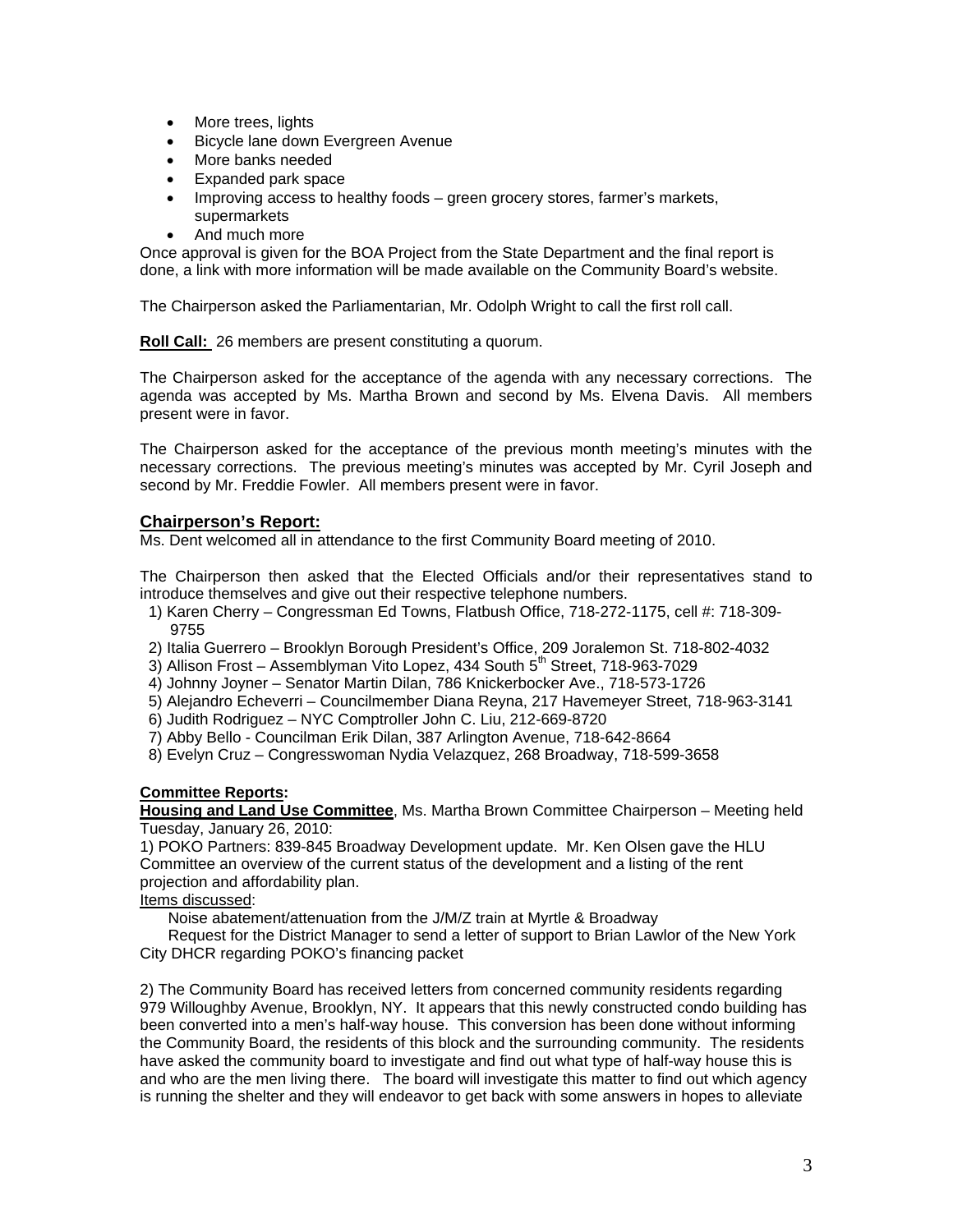- More trees, lights
- Bicycle lane down Evergreen Avenue
- More banks needed
- Expanded park space
- Improving access to healthy foods – green grocery stores, farmer's markets, supermarkets
- And much more

Once approval is given for the BOA Project from the State Department and the final report is done, a link with more information will be made available on the Community Board's website.

The Chairperson asked the Parliamentarian, Mr. Odolph Wright to call the first roll call.

**Roll Call:** 26 members are present constituting a quorum.

The Chairperson asked for the acceptance of the agenda with any necessary corrections. The agenda was accepted by Ms. Martha Brown and second by Ms. Elvena Davis. All members present were in favor.

The Chairperson asked for the acceptance of the previous month meeting's minutes with the necessary corrections. The previous meeting's minutes was accepted by Mr. Cyril Joseph and second by Mr. Freddie Fowler. All members present were in favor.

## Chairperson's Report:

Ms. Dent welcomed all in attendance to the first Community Board meeting of 2010.

The Chairperson then asked that the Elected Officials and/or their representatives stand to introduce themselves and give out their respective telephone numbers.

1) Karen Cherry – Congressman Ed Towns, Flatbush Office, 718-272-1175, cell #: 718-309-9755
2) Italia Guerrero – Brooklyn Borough President's Office, 209 Joralemon St. 718-802-4032
3) Allison Frost – Assemblyman Vito Lopez, 434 South 5th Street, 718-963-7029
4) Johnny Joyner – Senator Martin Dilan, 786 Knickerbocker Ave., 718-573-1726
5) Alejandro Echeverri – Councilmember Diana Reyna, 217 Havemeyer Street, 718-963-3141
6) Judith Rodriguez – NYC Comptroller John C. Liu, 212-669-8720
7) Abby Bello - Councilman Erik Dilan, 387 Arlington Avenue, 718-642-8664
8) Evelyn Cruz – Congresswoman Nydia Velazquez, 268 Broadway, 718-599-3658

**Committee Reports:**

**Housing and Land Use Committee**, Ms. Martha Brown Committee Chairperson – Meeting held Tuesday, January 26, 2010:

1) POKO Partners: 839-845 Broadway Development update. Mr. Ken Olsen gave the HLU Committee an overview of the current status of the development and a listing of the rent projection and affordability plan.

Items discussed:

Noise abatement/attenuation from the J/M/Z train at Myrtle & Broadway

Request for the District Manager to send a letter of support to Brian Lawlor of the New York City DHCR regarding POKO's financing packet

2) The Community Board has received letters from concerned community residents regarding 979 Willoughby Avenue, Brooklyn, NY. It appears that this newly constructed condo building has been converted into a men's half-way house. This conversion has been done without informing the Community Board, the residents of this block and the surrounding community. The residents have asked the community board to investigate and find out what type of half-way house this is and who are the men living there. The board will investigate this matter to find out which agency is running the shelter and they will endeavor to get back with some answers in hopes to alleviate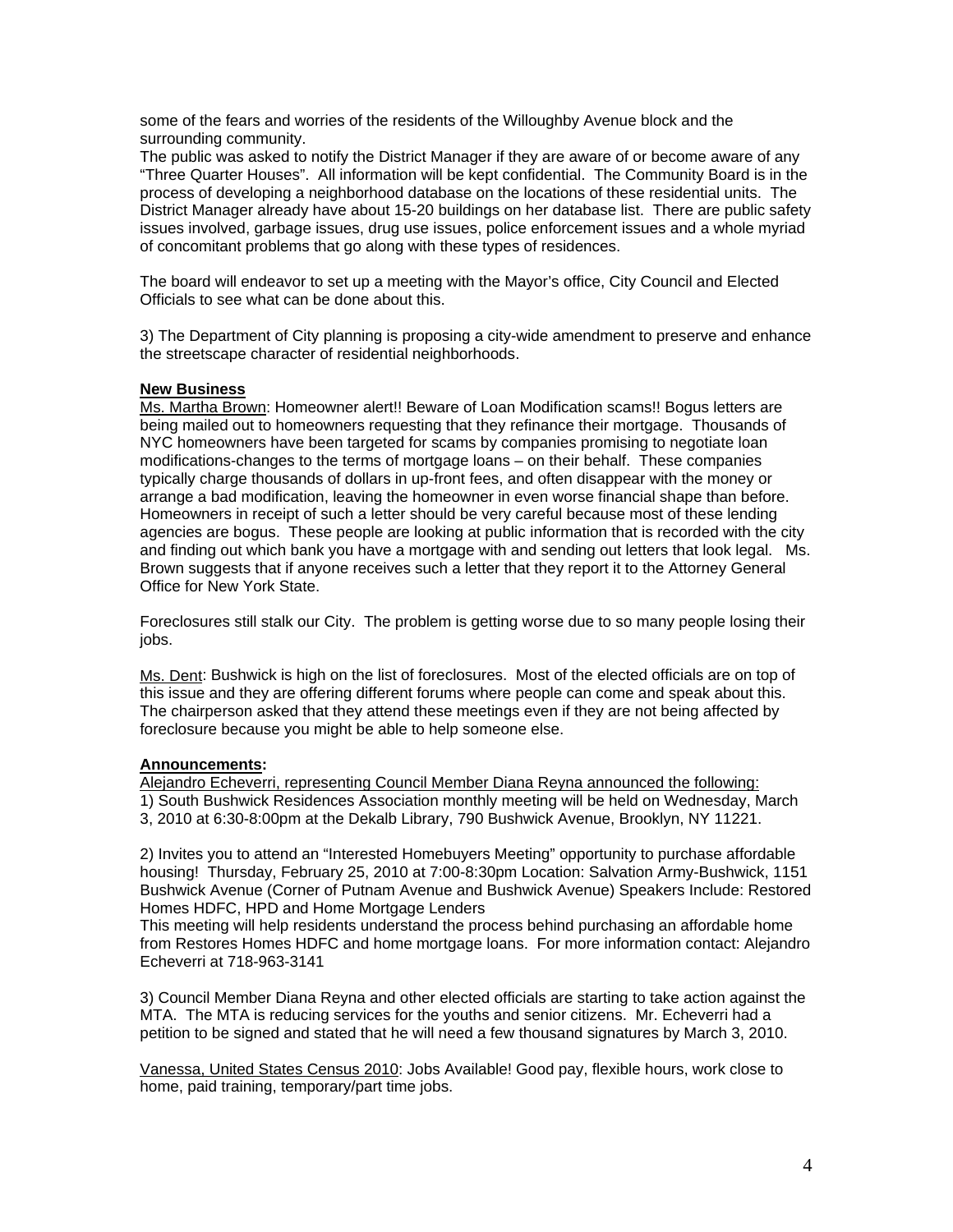some of the fears and worries of the residents of the Willoughby Avenue block and the surrounding community.

The public was asked to notify the District Manager if they are aware of or become aware of any “Three Quarter Houses”. All information will be kept confidential. The Community Board is in the process of developing a neighborhood database on the locations of these residential units. The District Manager already have about 15-20 buildings on her database list. There are public safety issues involved, garbage issues, drug use issues, police enforcement issues and a whole myriad of concomitant problems that go along with these types of residences.

The board will endeavor to set up a meeting with the Mayor’s office, City Council and Elected Officials to see what can be done about this.

3) The Department of City planning is proposing a city-wide amendment to preserve and enhance the streetscape character of residential neighborhoods.

**New Business**

Ms. Martha Brown: Homeowner alert!! Beware of Loan Modification scams!! Bogus letters are being mailed out to homeowners requesting that they refinance their mortgage. Thousands of NYC homeowners have been targeted for scams by companies promising to negotiate loan modifications-changes to the terms of mortgage loans – on their behalf. These companies typically charge thousands of dollars in up-front fees, and often disappear with the money or arrange a bad modification, leaving the homeowner in even worse financial shape than before. Homeowners in receipt of such a letter should be very careful because most of these lending agencies are bogus. These people are looking at public information that is recorded with the city and finding out which bank you have a mortgage with and sending out letters that look legal. Ms. Brown suggests that if anyone receives such a letter that they report it to the Attorney General Office for New York State.

Foreclosures still stalk our City. The problem is getting worse due to so many people losing their jobs.

Ms. Dent: Bushwick is high on the list of foreclosures. Most of the elected officials are on top of this issue and they are offering different forums where people can come and speak about this. The chairperson asked that they attend these meetings even if they are not being affected by foreclosure because you might be able to help someone else.

**Announcements:**

Alejandro Echeverri, representing Council Member Diana Reyna announced the following:

1) South Bushwick Residences Association monthly meeting will be held on Wednesday, March 3, 2010 at 6:30-8:00pm at the Dekalb Library, 790 Bushwick Avenue, Brooklyn, NY 11221.

2) Invites you to attend an “Interested Homebuyers Meeting” opportunity to purchase affordable housing! Thursday, February 25, 2010 at 7:00-8:30pm Location: Salvation Army-Bushwick, 1151 Bushwick Avenue (Corner of Putnam Avenue and Bushwick Avenue) Speakers Include: Restored Homes HDFC, HPD and Home Mortgage Lenders

This meeting will help residents understand the process behind purchasing an affordable home from Restores Homes HDFC and home mortgage loans. For more information contact: Alejandro Echeverri at 718-963-3141

3) Council Member Diana Reyna and other elected officials are starting to take action against the MTA. The MTA is reducing services for the youths and senior citizens. Mr. Echeverri had a petition to be signed and stated that he will need a few thousand signatures by March 3, 2010.

Vanessa, United States Census 2010: Jobs Available! Good pay, flexible hours, work close to home, paid training, temporary/part time jobs.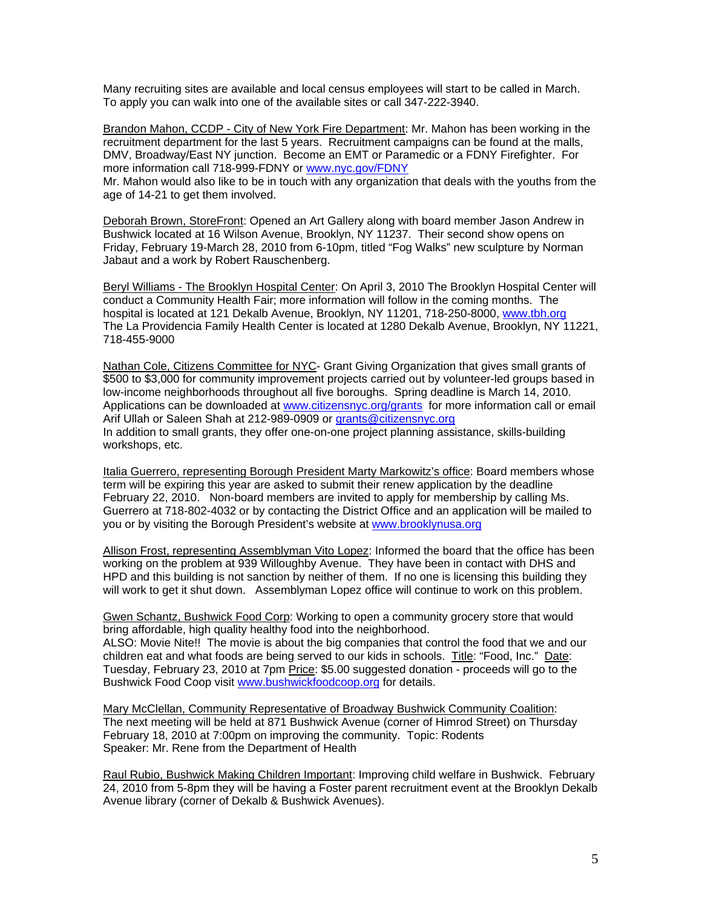Many recruiting sites are available and local census employees will start to be called in March. To apply you can walk into one of the available sites or call 347-222-3940.

Brandon Mahon, CCDP - City of New York Fire Department: Mr. Mahon has been working in the recruitment department for the last 5 years. Recruitment campaigns can be found at the malls, DMV, Broadway/East NY junction. Become an EMT or Paramedic or a FDNY Firefighter. For more information call 718-999-FDNY or www.nyc.gov/FDNY
Mr. Mahon would also like to be in touch with any organization that deals with the youths from the age of 14-21 to get them involved.

Deborah Brown, StoreFront: Opened an Art Gallery along with board member Jason Andrew in Bushwick located at 16 Wilson Avenue, Brooklyn, NY 11237. Their second show opens on Friday, February 19-March 28, 2010 from 6-10pm, titled "Fog Walks" new sculpture by Norman Jabaut and a work by Robert Rauschenberg.

Beryl Williams - The Brooklyn Hospital Center: On April 3, 2010 The Brooklyn Hospital Center will conduct a Community Health Fair; more information will follow in the coming months. The hospital is located at 121 Dekalb Avenue, Brooklyn, NY 11201, 718-250-8000, www.tbh.org
The La Providencia Family Health Center is located at 1280 Dekalb Avenue, Brooklyn, NY 11221, 718-455-9000

Nathan Cole, Citizens Committee for NYC- Grant Giving Organization that gives small grants of $500 to $3,000 for community improvement projects carried out by volunteer-led groups based in low-income neighborhoods throughout all five boroughs. Spring deadline is March 14, 2010. Applications can be downloaded at www.citizensnyc.org/grants for more information call or email Arif Ullah or Saleen Shah at 212-989-0909 or grants@citizensnyc.org
In addition to small grants, they offer one-on-one project planning assistance, skills-building workshops, etc.

Italia Guerrero, representing Borough President Marty Markowitz's office: Board members whose term will be expiring this year are asked to submit their renew application by the deadline February 22, 2010. Non-board members are invited to apply for membership by calling Ms. Guerrero at 718-802-4032 or by contacting the District Office and an application will be mailed to you or by visiting the Borough President's website at www.brooklynusa.org

Allison Frost, representing Assemblyman Vito Lopez: Informed the board that the office has been working on the problem at 939 Willoughby Avenue. They have been in contact with DHS and HPD and this building is not sanction by neither of them. If no one is licensing this building they will work to get it shut down. Assemblyman Lopez office will continue to work on this problem.

Gwen Schantz, Bushwick Food Corp: Working to open a community grocery store that would bring affordable, high quality healthy food into the neighborhood.
ALSO: Movie Nite!! The movie is about the big companies that control the food that we and our children eat and what foods are being served to our kids in schools. Title: "Food, Inc." Date: Tuesday, February 23, 2010 at 7pm Price: $5.00 suggested donation - proceeds will go to the Bushwick Food Coop visit www.bushwickfoodcoop.org for details.

Mary McClellan, Community Representative of Broadway Bushwick Community Coalition: The next meeting will be held at 871 Bushwick Avenue (corner of Himrod Street) on Thursday February 18, 2010 at 7:00pm on improving the community. Topic: Rodents
Speaker: Mr. Rene from the Department of Health

Raul Rubio, Bushwick Making Children Important: Improving child welfare in Bushwick. February 24, 2010 from 5-8pm they will be having a Foster parent recruitment event at the Brooklyn Dekalb Avenue library (corner of Dekalb & Bushwick Avenues).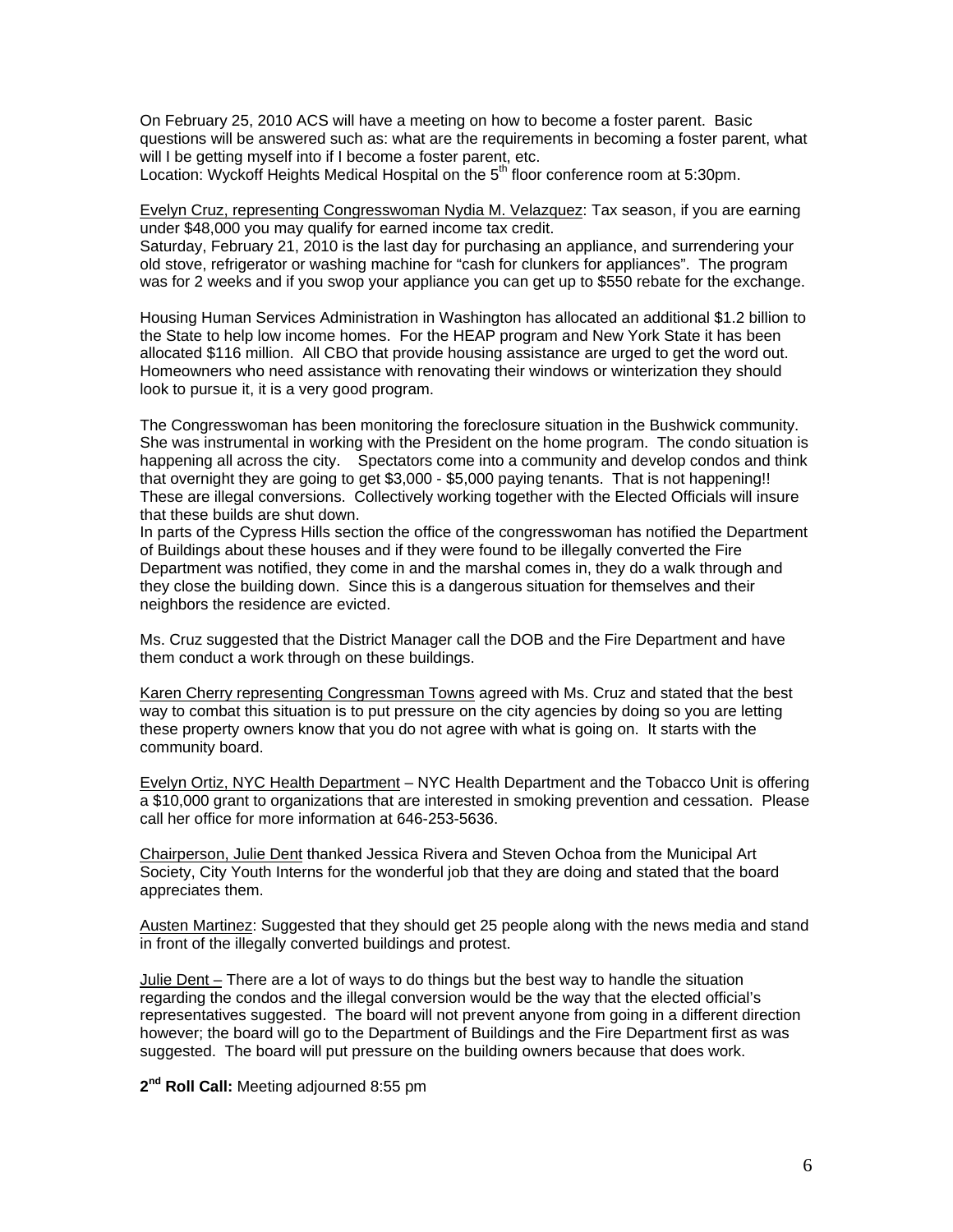On February 25, 2010 ACS will have a meeting on how to become a foster parent. Basic questions will be answered such as: what are the requirements in becoming a foster parent, what will I be getting myself into if I become a foster parent, etc.
Location: Wyckoff Heights Medical Hospital on the 5th floor conference room at 5:30pm.

Evelyn Cruz, representing Congresswoman Nydia M. Velazquez: Tax season, if you are earning under $48,000 you may qualify for earned income tax credit.
Saturday, February 21, 2010 is the last day for purchasing an appliance, and surrendering your old stove, refrigerator or washing machine for "cash for clunkers for appliances". The program was for 2 weeks and if you swop your appliance you can get up to $550 rebate for the exchange.

Housing Human Services Administration in Washington has allocated an additional $1.2 billion to the State to help low income homes. For the HEAP program and New York State it has been allocated $116 million. All CBO that provide housing assistance are urged to get the word out. Homeowners who need assistance with renovating their windows or winterization they should look to pursue it, it is a very good program.

The Congresswoman has been monitoring the foreclosure situation in the Bushwick community. She was instrumental in working with the President on the home program. The condo situation is happening all across the city. Spectators come into a community and develop condos and think that overnight they are going to get $3,000 - $5,000 paying tenants. That is not happening!! These are illegal conversions. Collectively working together with the Elected Officials will insure that these builds are shut down.
In parts of the Cypress Hills section the office of the congresswoman has notified the Department of Buildings about these houses and if they were found to be illegally converted the Fire Department was notified, they come in and the marshal comes in, they do a walk through and they close the building down. Since this is a dangerous situation for themselves and their neighbors the residence are evicted.

Ms. Cruz suggested that the District Manager call the DOB and the Fire Department and have them conduct a work through on these buildings.

Karen Cherry representing Congressman Towns agreed with Ms. Cruz and stated that the best way to combat this situation is to put pressure on the city agencies by doing so you are letting these property owners know that you do not agree with what is going on. It starts with the community board.

Evelyn Ortiz, NYC Health Department – NYC Health Department and the Tobacco Unit is offering a $10,000 grant to organizations that are interested in smoking prevention and cessation. Please call her office for more information at 646-253-5636.

Chairperson, Julie Dent thanked Jessica Rivera and Steven Ochoa from the Municipal Art Society, City Youth Interns for the wonderful job that they are doing and stated that the board appreciates them.

Austen Martinez: Suggested that they should get 25 people along with the news media and stand in front of the illegally converted buildings and protest.

Julie Dent – There are a lot of ways to do things but the best way to handle the situation regarding the condos and the illegal conversion would be the way that the elected official's representatives suggested. The board will not prevent anyone from going in a different direction however; the board will go to the Department of Buildings and the Fire Department first as was suggested. The board will put pressure on the building owners because that does work.

**2nd Roll Call:** Meeting adjourned 8:55 pm